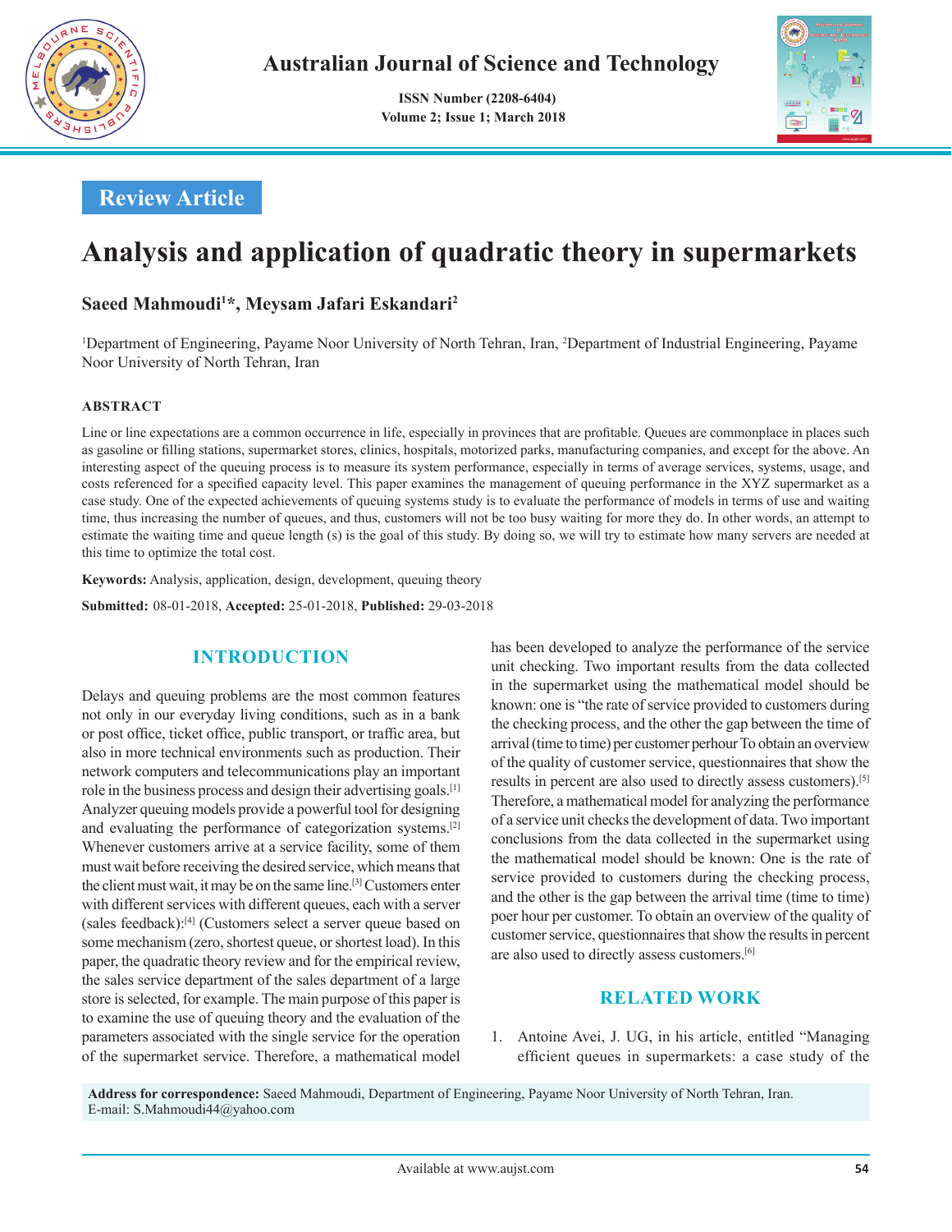Review Article

# Analysis and application of quadratic theory in supermarkets

**Saeed Mahmoudi[1]\*, Meysam Jafari Eskandari[2]**

[1]Department of Engineering, Payame Noor University of North Tehran, Iran, [2]Department of Industrial Engineering, Payame Noor University of North Tehran, Iran

## ABSTRACT

Line or line expectations are a common occurrence in life, especially in provinces that are profitable. Queues are commonplace in places such as gasoline or filling stations, supermarket stores, clinics, hospitals, motorized parks, manufacturing companies, and except for the above. An interesting aspect of the queuing process is to measure its system performance, especially in terms of average services, systems, usage, and costs referenced for a specified capacity level. This paper examines the management of queuing performance in the XYZ supermarket as a case study. One of the expected achievements of queuing systems study is to evaluate the performance of models in terms of use and waiting time, thus increasing the number of queues, and thus, customers will not be too busy waiting for more they do. In other words, an attempt to estimate the waiting time and queue length (s) is the goal of this study. By doing so, we will try to estimate how many servers are needed at this time to optimize the total cost.

**Keywords:** Analysis, application, design, development, queuing theory

**Submitted:** 08-01-2018, **Accepted:** 25-01-2018, **Published:** 29-03-2018

## INTRODUCTION

Delays and queuing problems are the most common features not only in our everyday living conditions, such as in a bank or post office, ticket office, public transport, or traffic area, but also in more technical environments such as production. Their network computers and telecommunications play an important role in the business process and design their advertising goals.[1] Analyzer queuing models provide a powerful tool for designing and evaluating the performance of categorization systems.[2] Whenever customers arrive at a service facility, some of them must wait before receiving the desired service, which means that the client must wait, it may be on the same line.[3] Customers enter with different services with different queues, each with a server (sales feedback):[4] (Customers select a server queue based on some mechanism (zero, shortest queue, or shortest load). In this paper, the quadratic theory review and for the empirical review, the sales service department of the sales department of a large store is selected, for example. The main purpose of this paper is to examine the use of queuing theory and the evaluation of the parameters associated with the single service for the operation of the supermarket service. Therefore, a mathematical model has been developed to analyze the performance of the service unit checking. Two important results from the data collected in the supermarket using the mathematical model should be known: one is "the rate of service provided to customers during the checking process, and the other the gap between the time of arrival (time to time) per customer perhour To obtain an overview of the quality of customer service, questionnaires that show the results in percent are also used to directly assess customers).[5] Therefore, a mathematical model for analyzing the performance of a service unit checks the development of data. Two important conclusions from the data collected in the supermarket using the mathematical model should be known: One is the rate of service provided to customers during the checking process, and the other is the gap between the arrival time (time to time) poer hour per customer. To obtain an overview of the quality of customer service, questionnaires that show the results in percent are also used to directly assess customers.[6]

## RELATED WORK

1. Antoine Avei, J. UG, in his article, entitled "Managing efficient queues in supermarkets: a case study of the

**Address for correspondence:** Saeed Mahmoudi, Department of Engineering, Payame Noor University of North Tehran, Iran. E-mail: S.Mahmoudi44@yahoo.com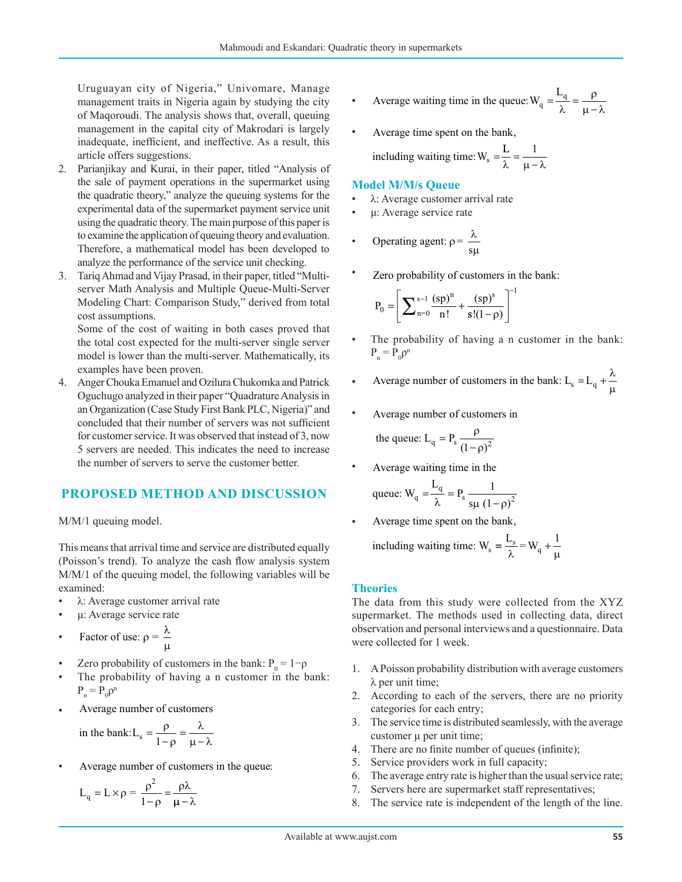Uruguayan city of Nigeria," Univomare, Manage management traits in Nigeria again by studying the city of Maqoroudi. The analysis shows that, overall, queuing management in the capital city of Makrodari is largely inadequate, inefficient, and ineffective. As a result, this article offers suggestions.

2. Parianjikay and Kurai, in their paper, titled "Analysis of the sale of payment operations in the supermarket using the quadratic theory," analyze the queuing systems for the experimental data of the supermarket payment service unit using the quadratic theory. The main purpose of this paper is to examine the application of queuing theory and evaluation. Therefore, a mathematical model has been developed to analyze the performance of the service unit checking.
3. Tariq Ahmad and Vijay Prasad, in their paper, titled "Multi-server Math Analysis and Multiple Queue-Multi-Server Modeling Chart: Comparison Study," derived from total cost assumptions.
   Some of the cost of waiting in both cases proved that the total cost expected for the multi-server single server model is lower than the multi-server. Mathematically, its examples have been proven.
4. Anger Chouka Emanuel and Ozilura Chukomka and Patrick Oguchugo analyzed in their paper "Quadrature Analysis in an Organization (Case Study First Bank PLC, Nigeria)" and concluded that their number of servers was not sufficient for customer service. It was observed that instead of 3, now 5 servers are needed. This indicates the need to increase the number of servers to serve the customer better.

## PROPOSED METHOD AND DISCUSSION

M/M/1 queuing model.

This means that arrival time and service are distributed equally (Poisson's trend). To analyze the cash flow analysis system M/M/1 of the queuing model, the following variables will be examined:

- $\lambda$: Average customer arrival rate
- $\mu$: Average service rate
- Factor of use: $\rho = \dfrac{\lambda}{\mu}$
- Zero probability of customers in the bank: $P_0 = 1-\rho$
- The probability of having a n customer in the bank: $P_n = P_0\rho^n$
- Average number of customers in the bank: $L_s = \dfrac{\rho}{1-\rho} = \dfrac{\lambda}{\mu-\lambda}$
- Average number of customers in the queue:

$$L_q = L \times \rho = \frac{\rho^2}{1-\rho} = \frac{\rho\lambda}{\mu-\lambda}$$

- Average waiting time in the queue: $W_q = \dfrac{L_q}{\lambda} = \dfrac{\rho}{\mu-\lambda}$
- Average time spent on the bank, including waiting time: $W_s = \dfrac{L}{\lambda} = \dfrac{1}{\mu-\lambda}$

### Model M/M/s Queue

- $\lambda$: Average customer arrival rate
- $\mu$: Average service rate
- Operating agent: $\rho = \dfrac{\lambda}{s\mu}$
- Zero probability of customers in the bank:

$$P_0 = \left[\sum_{n=0}^{s-1} \frac{(sp)^n}{n!} + \frac{(sp)^s}{s!(1-\rho)}\right]^{-1}$$

- The probability of having a n customer in the bank: $P_n = P_0\rho^n$
- Average number of customers in the bank: $L_s = L_q + \dfrac{\lambda}{\mu}$
- Average number of customers in the queue: $L_q = P_s \dfrac{\rho}{(1-\rho)^2}$
- Average waiting time in the queue: $W_q = \dfrac{L_q}{\lambda} = P_s \dfrac{1}{s\mu\,(1-\rho)^2}$
- Average time spent on the bank, including waiting time: $W_s = \dfrac{L_s}{\lambda} = W_q + \dfrac{1}{\mu}$

### Theories

The data from this study were collected from the XYZ supermarket. The methods used in collecting data, direct observation and personal interviews and a questionnaire. Data were collected for 1 week.

1. A Poisson probability distribution with average customers $\lambda$ per unit time;
2. According to each of the servers, there are no priority categories for each entry;
3. The service time is distributed seamlessly, with the average customer $\mu$ per unit time;
4. There are no finite number of queues (infinite);
5. Service providers work in full capacity;
6. The average entry rate is higher than the usual service rate;
7. Servers here are supermarket staff representatives;
8. The service rate is independent of the length of the line.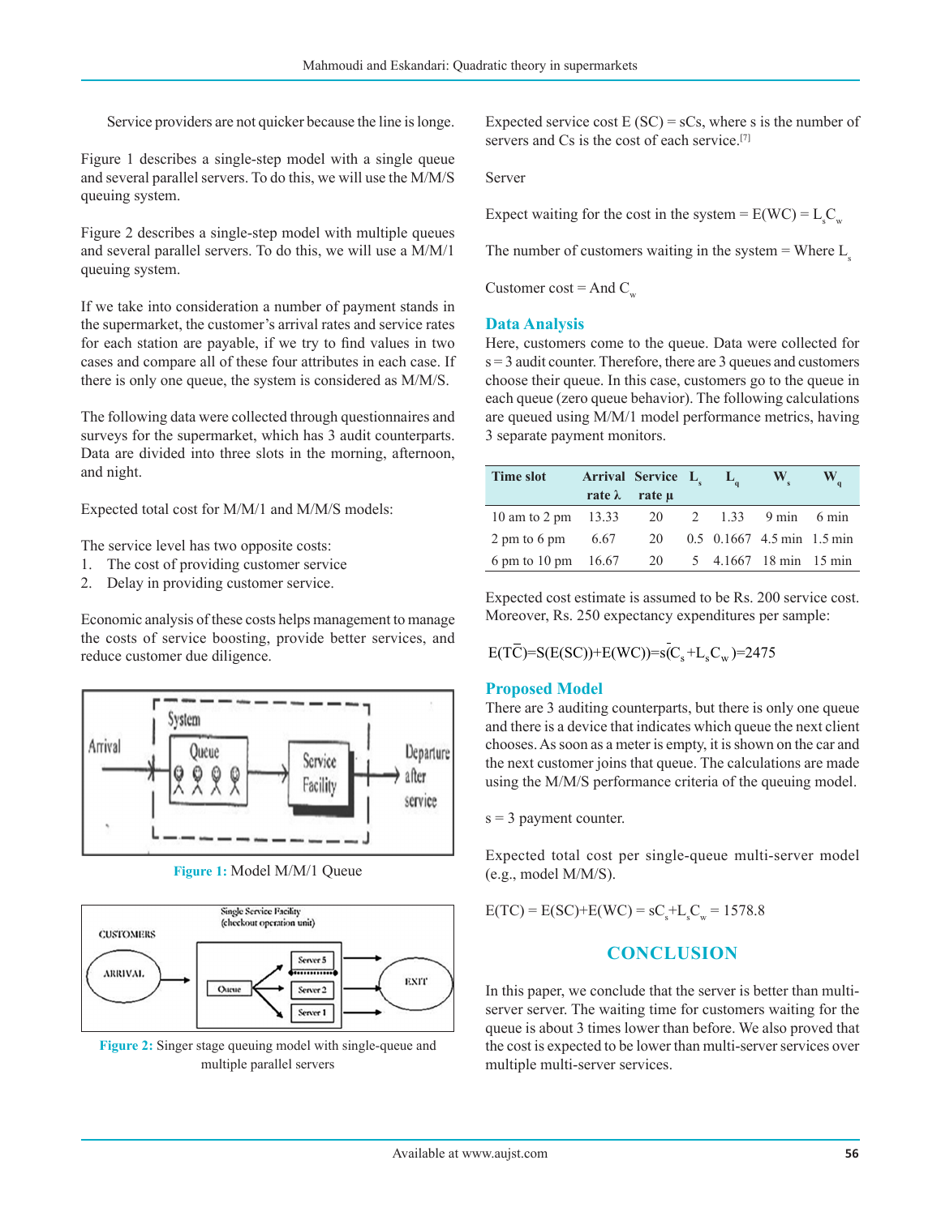Service providers are not quicker because the line is longe.

Figure 1 describes a single-step model with a single queue and several parallel servers. To do this, we will use the M/M/S queuing system.

Figure 2 describes a single-step model with multiple queues and several parallel servers. To do this, we will use a M/M/1 queuing system.

If we take into consideration a number of payment stands in the supermarket, the customer's arrival rates and service rates for each station are payable, if we try to find values in two cases and compare all of these four attributes in each case. If there is only one queue, the system is considered as M/M/S.

The following data were collected through questionnaires and surveys for the supermarket, which has 3 audit counterparts. Data are divided into three slots in the morning, afternoon, and night.

Expected total cost for M/M/1 and M/M/S models:

The service level has two opposite costs:

1. The cost of providing customer service
2. Delay in providing customer service.

Economic analysis of these costs helps management to manage the costs of service boosting, provide better services, and reduce customer due diligence.

System

Arrival

Queue

Service Facility

Departure after service

Figure 1: Model M/M/1 Queue

Single Service Facility (checkout operation unit)

CUSTOMERS

ARRIVAL

Queue

Server 5

Server 2

Server 1

EXIT

Figure 2: Singer stage queuing model with single-queue and multiple parallel servers

Expected service cost E (SC) = sCs, where s is the number of servers and Cs is the cost of each service.[7]

Server

Expect waiting for the cost in the system = E(WC) = $L_sC_w$

The number of customers waiting in the system = Where $L_s$

Customer cost = And $C_w$

## Data Analysis

Here, customers come to the queue. Data were collected for s = 3 audit counter. Therefore, there are 3 queues and customers choose their queue. In this case, customers go to the queue in each queue (zero queue behavior). The following calculations are queued using M/M/1 model performance metrics, having 3 separate payment monitors.

| Time slot | Arrival rate λ | Service rate μ | $L_s$ | $L_q$ | $W_s$ | $W_q$ |
|---|---|---|---|---|---|---|
| 10 am to 2 pm | 13.33 | 20 | 2 | 1.33 | 9 min | 6 min |
| 2 pm to 6 pm | 6.67 | 20 | 0.5 | 0.1667 | 4.5 min | 1.5 min |
| 6 pm to 10 pm | 16.67 | 20 | 5 | 4.1667 | 18 min | 15 min |

Expected cost estimate is assumed to be Rs. 200 service cost. Moreover, Rs. 250 expectancy expenditures per sample:

$$E(T\bar{C})=S(E(SC))+E(WC))=s(\bar{C}_s+L_sC_w)=2475$$

## Proposed Model

There are 3 auditing counterparts, but there is only one queue and there is a device that indicates which queue the next client chooses. As soon as a meter is empty, it is shown on the car and the next customer joins that queue. The calculations are made using the M/M/S performance criteria of the queuing model.

s = 3 payment counter.

Expected total cost per single-queue multi-server model (e.g., model M/M/S).

$$E(TC) = E(SC)+E(WC) = sC_s+L_sC_w = 1578.8$$

## CONCLUSION

In this paper, we conclude that the server is better than multi-server server. The waiting time for customers waiting for the queue is about 3 times lower than before. We also proved that the cost is expected to be lower than multi-server services over multiple multi-server services.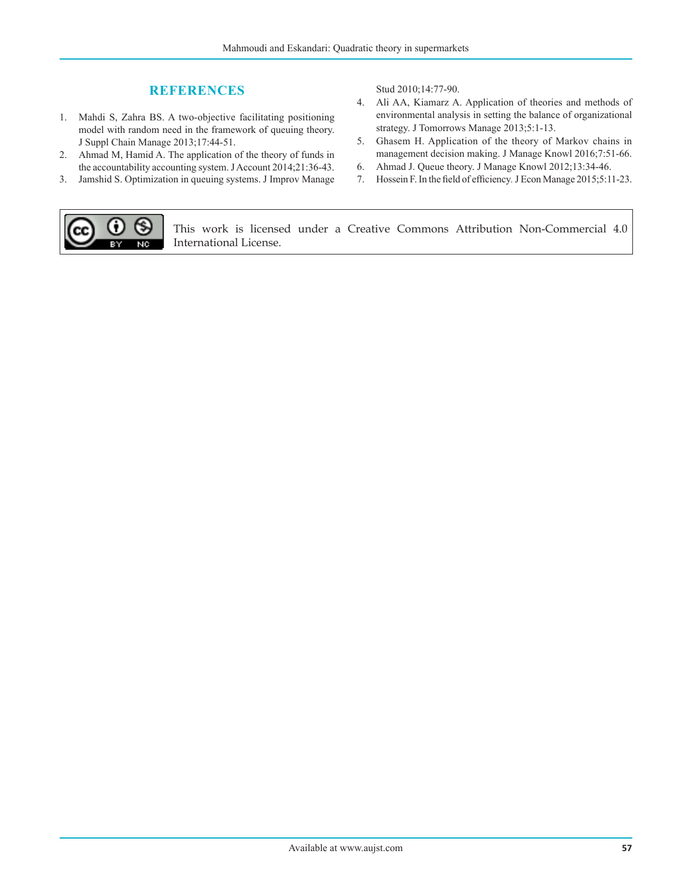## REFERENCES

1. Mahdi S, Zahra BS. A two-objective facilitating positioning model with random need in the framework of queuing theory. J Suppl Chain Manage 2013;17:44-51.
2. Ahmad M, Hamid A. The application of the theory of funds in the accountability accounting system. J Account 2014;21:36-43.
3. Jamshid S. Optimization in queuing systems. J Improv Manage Stud 2010;14:77-90.
4. Ali AA, Kiamarz A. Application of theories and methods of environmental analysis in setting the balance of organizational strategy. J Tomorrows Manage 2013;5:1-13.
5. Ghasem H. Application of the theory of Markov chains in management decision making. J Manage Knowl 2016;7:51-66.
6. Ahmad J. Queue theory. J Manage Knowl 2012;13:34-46.
7. Hossein F. In the field of efficiency. J Econ Manage 2015;5:11-23.

This work is licensed under a Creative Commons Attribution Non-Commercial 4.0 International License.